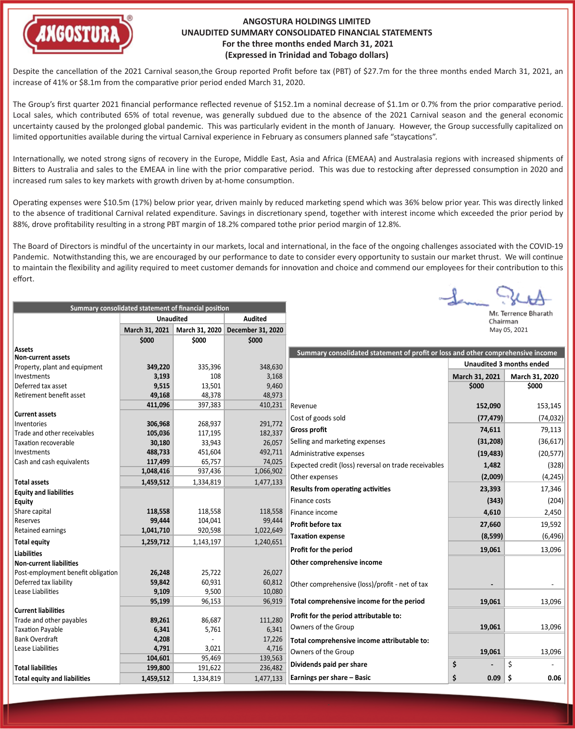# ANGOSTURA HOLDINGS LIMITED

## UNAUDITED SUMMARY CONSOLIDATED FINANCIAL STATEMENTS

### For the three months ended March 31, 2021

### (Expressed in Trinidad and Tobago dollars)

Despite the cancellation of the 2021 Carnival season,the Group reported Profit before tax (PBT) of $27.7m for the three months ended March 31, 2021, an increase of 41% or $8.1m from the comparative prior period ended March 31, 2020.

The Group's first quarter 2021 financial performance reflected revenue of $152.1m a nominal decrease of $1.1m or 0.7% from the prior comparative period. Local sales, which contributed 65% of total revenue, was generally subdued due to the absence of the 2021 Carnival season and the general economic uncertainty caused by the prolonged global pandemic. This was particularly evident in the month of January. However, the Group successfully capitalized on limited opportunities available during the virtual Carnival experience in February as consumers planned safe "staycations".

Internationally, we noted strong signs of recovery in the Europe, Middle East, Asia and Africa (EMEAA) and Australasia regions with increased shipments of Bitters to Australia and sales to the EMEAA in line with the prior comparative period. This was due to restocking after depressed consumption in 2020 and increased rum sales to key markets with growth driven by at-home consumption.

Operating expenses were $10.5m (17%) below prior year, driven mainly by reduced marketing spend which was 36% below prior year. This was directly linked to the absence of traditional Carnival related expenditure. Savings in discretionary spend, together with interest income which exceeded the prior period by 88%, drove profitability resulting in a strong PBT margin of 18.2% compared tothe prior period margin of 12.8%.

The Board of Directors is mindful of the uncertainty in our markets, local and international, in the face of the ongoing challenges associated with the COVID-19 Pandemic. Notwithstanding this, we are encouraged by our performance to date to consider every opportunity to sustain our market thrust. We will continue to maintain the flexibility and agility required to meet customer demands for innovation and choice and commend our employees for their contribution to this effort.

Mr. Terrence Bharath
Chairman
May 05, 2021

**Summary consolidated statement of financial position**

| | Unaudited | | Audited |
|---|---|---|---|
| | March 31, 2021 | March 31, 2020 | December 31, 2020 |
| | $000 | $000 | $000 |
| **Assets** | | | |
| **Non-current assets** | | | |
| Property, plant and equipment | **349,220** | 335,396 | 348,630 |
| Investments | **3,193** | 108 | 3,168 |
| Deferred tax asset | **9,515** | 13,501 | 9,460 |
| Retirement benefit asset | **49,168** | 48,378 | 48,973 |
| | **411,096** | 397,383 | 410,231 |
| **Current assets** | | | |
| Inventories | **306,968** | 268,937 | 291,772 |
| Trade and other receivables | **105,036** | 117,195 | 182,337 |
| Taxation recoverable | **30,180** | 33,943 | 26,057 |
| Investments | **488,733** | 451,604 | 492,711 |
| Cash and cash equivalents | **117,499** | 65,757 | 74,025 |
| | **1,048,416** | 937,436 | 1,066,902 |
| **Total assets** | **1,459,512** | 1,334,819 | 1,477,133 |
| **Equity and liabilities** | | | |
| **Equity** | | | |
| Share capital | **118,558** | 118,558 | 118,558 |
| Reserves | **99,444** | 104,041 | 99,444 |
| Retained earnings | **1,041,710** | 920,598 | 1,022,649 |
| **Total equity** | **1,259,712** | 1,143,197 | 1,240,651 |
| **Liabilities** | | | |
| **Non-current liabilities** | | | |
| Post-employment benefit obligation | **26,248** | 25,722 | 26,027 |
| Deferred tax liability | **59,842** | 60,931 | 60,812 |
| Lease Liabilities | **9,109** | 9,500 | 10,080 |
| | **95,199** | 96,153 | 96,919 |
| **Current liabilities** | | | |
| Trade and other payables | **89,261** | 86,687 | 111,280 |
| Taxation Payable | **6,341** | 5,761 | 6,341 |
| Bank Overdraft | **4,208** | - | 17,226 |
| Lease Liabilities | **4,791** | 3,021 | 4,716 |
| | **104,601** | 95,469 | 139,563 |
| **Total liabilities** | **199,800** | 191,622 | 236,482 |
| **Total equity and liabilities** | **1,459,512** | 1,334,819 | 1,477,133 |

**Summary consolidated statement of profit or loss and other comprehensive income**

| | Unaudited 3 months ended | |
|---|---|---|
| | March 31, 2021 | March 31, 2020 |
| | $000 | $000 |
| Revenue | **152,090** | 153,145 |
| Cost of goods sold | **(77,479)** | (74,032) |
| **Gross profit** | **74,611** | 79,113 |
| Selling and marketing expenses | **(31,208)** | (36,617) |
| Administrative expenses | **(19,483)** | (20,577) |
| Expected credit (loss) reversal on trade receivables | **1,482** | (328) |
| Other expenses | **(2,009)** | (4,245) |
| **Results from operating activities** | **23,393** | 17,346 |
| Finance costs | **(343)** | (204) |
| Finance income | **4,610** | 2,450 |
| **Profit before tax** | **27,660** | 19,592 |
| **Taxation expense** | **(8,599)** | (6,496) |
| **Profit for the period** | **19,061** | 13,096 |
| **Other comprehensive income** | | |
| Other comprehensive (loss)/profit - net of tax | **-** | - |
| **Total comprehensive income for the period** | **19,061** | 13,096 |
| **Profit for the period attributable to:** | | |
| Owners of the Group | **19,061** | 13,096 |
| **Total comprehensive income attributable to:** | | |
| Owners of the Group | **19,061** | 13,096 |
| **Dividends paid per share** | **$ -** | $ - |
| **Earnings per share – Basic** | **$ 0.09** | $ 0.06 |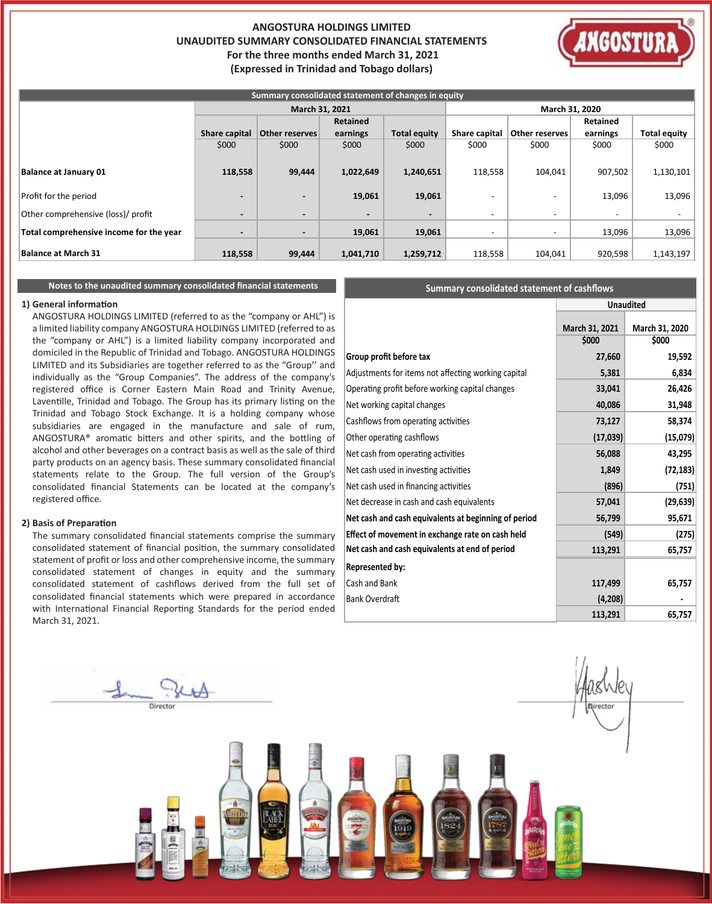# ANGOSTURA HOLDINGS LIMITED

## UNAUDITED SUMMARY CONSOLIDATED FINANCIAL STATEMENTS

### For the three months ended March 31, 2021

### (Expressed in Trinidad and Tobago dollars)

**Summary consolidated statement of changes in equity**

| | March 31, 2021 | | | | March 31, 2020 | | | |
|---|---|---|---|---|---|---|---|---|
| | Share capital | Other reserves | Retained earnings | Total equity | Share capital | Other reserves | Retained earnings | Total equity |
| | $000 | $000 | $000 | $000 | $000 | $000 | $000 | $000 |
| **Balance at January 01** | **118,558** | **99,444** | **1,022,649** | **1,240,651** | 118,558 | 104,041 | 907,502 | 1,130,101 |
| Profit for the period | - | - | **19,061** | **19,061** | - | - | 13,096 | 13,096 |
| Other comprehensive (loss)/ profit | - | - | - | - | - | - | - | - |
| **Total comprehensive income for the year** | - | - | **19,061** | **19,061** | - | - | 13,096 | 13,096 |
| **Balance at March 31** | **118,558** | **99,444** | **1,041,710** | **1,259,712** | 118,558 | 104,041 | 920,598 | 1,143,197 |

## Notes to the unaudited summary consolidated financial statements

**1) General information**

ANGOSTURA HOLDINGS LIMITED (referred to as the "company or AHL") is a limited liability company ANGOSTURA HOLDINGS LIMITED (referred to as the "company or AHL") is a limited liability company incorporated and domiciled in the Republic of Trinidad and Tobago. ANGOSTURA HOLDINGS LIMITED and its Subsidiaries are together referred to as the "Group'' and individually as the "Group Companies". The address of the company's registered office is Corner Eastern Main Road and Trinity Avenue, Laventille, Trinidad and Tobago. The Group has its primary listing on the Trinidad and Tobago Stock Exchange. It is a holding company whose subsidiaries are engaged in the manufacture and sale of rum, ANGOSTURA® aromatic bitters and other spirits, and the bottling of alcohol and other beverages on a contract basis as well as the sale of third party products on an agency basis. These summary consolidated financial statements relate to the Group. The full version of the Group's consolidated financial Statements can be located at the company's registered office.

**2) Basis of Preparation**

The summary consolidated financial statements comprise the summary consolidated statement of financial position, the summary consolidated statement of profit or loss and other comprehensive income, the summary consolidated statement of changes in equity and the summary consolidated statement of cashflows derived from the full set of consolidated financial statements which were prepared in accordance with International Financial Reporting Standards for the period ended March 31, 2021.

**Summary consolidated statement of cashflows**

| | Unaudited | |
|---|---|---|
| | March 31, 2021 | March 31, 2020 |
| | $000 | $000 |
| **Group profit before tax** | **27,660** | **19,592** |
| Adjustments for items not affecting working capital | **5,381** | **6,834** |
| Operating profit before working capital changes | **33,041** | **26,426** |
| Net working capital changes | **40,086** | **31,948** |
| Cashflows from operating activities | **73,127** | **58,374** |
| Other operating cashflows | **(17,039)** | **(15,079)** |
| Net cash from operating activities | **56,088** | **43,295** |
| Net cash used in investing activities | **1,849** | **(72,183)** |
| Net cash used in financing activities | **(896)** | **(751)** |
| Net decrease in cash and cash equivalents | **57,041** | **(29,639)** |
| **Net cash and cash equivalents at beginning of period** | **56,799** | **95,671** |
| **Effect of movement in exchange rate on cash held** | **(549)** | **(275)** |
| **Net cash and cash equivalents at end of period** | **113,291** | **65,757** |
| **Represented by:** | | |
| Cash and Bank | **117,499** | **65,757** |
| Bank Overdraft | **(4,208)** | **-** |
| | **113,291** | **65,757** |

Director

Director